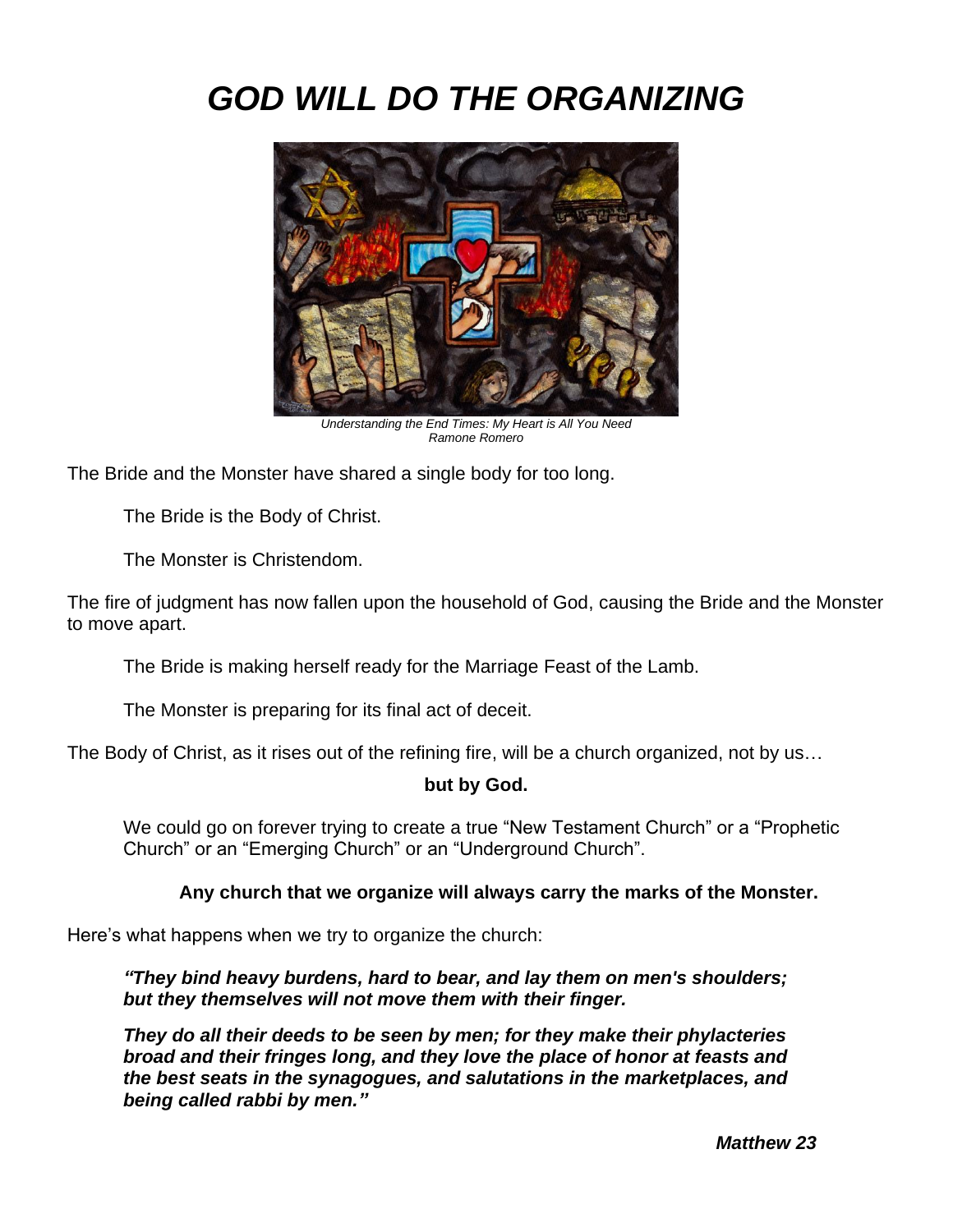# *GOD WILL DO THE ORGANIZING*

*Understanding the End Times: My Heart is All You Need*
*Ramone Romero*

The Bride and the Monster have shared a single body for too long.

> The Bride is the Body of Christ.
>
> The Monster is Christendom.

The fire of judgment has now fallen upon the household of God, causing the Bride and the Monster to move apart.

> The Bride is making herself ready for the Marriage Feast of the Lamb.
>
> The Monster is preparing for its final act of deceit.

The Body of Christ, as it rises out of the refining fire, will be a church organized, not by us…

**but by God.**

> We could go on forever trying to create a true “New Testament Church” or a “Prophetic Church” or an “Emerging Church” or an “Underground Church”.
>
> **Any church that we organize will always carry the marks of the Monster.**

Here’s what happens when we try to organize the church:

> ***“They bind heavy burdens, hard to bear, and lay them on men's shoulders; but they themselves will not move them with their finger.***
>
> ***They do all their deeds to be seen by men; for they make their phylacteries broad and their fringes long, and they love the place of honor at feasts and the best seats in the synagogues, and salutations in the marketplaces, and being called rabbi by men.”***
>
> ***Matthew 23***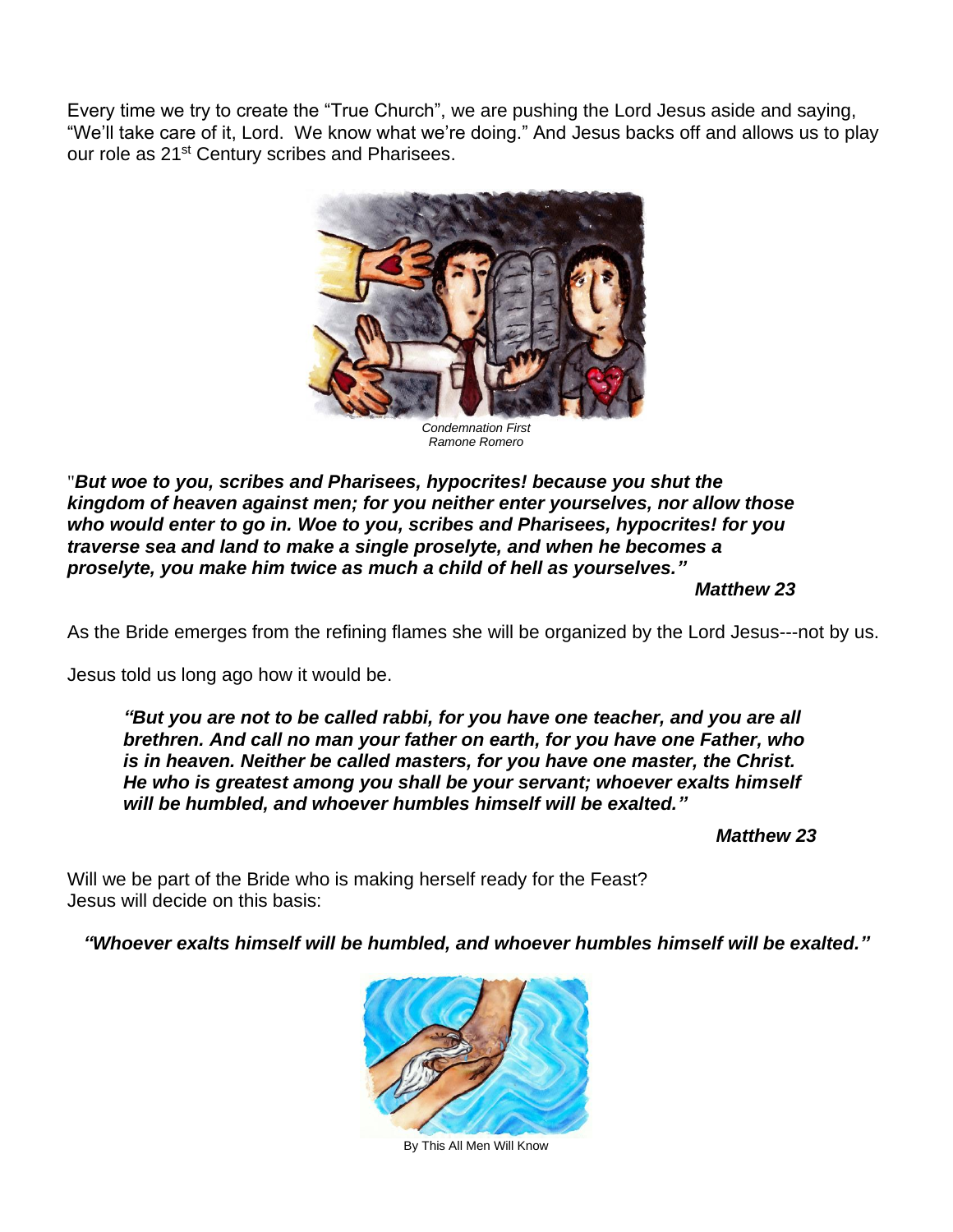Every time we try to create the "True Church", we are pushing the Lord Jesus aside and saying, "We'll take care of it, Lord. We know what we're doing." And Jesus backs off and allows us to play our role as 21st Century scribes and Pharisees.

*Condemnation First*
*Ramone Romero*

"***But woe to you, scribes and Pharisees, hypocrites! because you shut the kingdom of heaven against men; for you neither enter yourselves, nor allow those who would enter to go in. Woe to you, scribes and Pharisees, hypocrites! for you traverse sea and land to make a single proselyte, and when he becomes a proselyte, you make him twice as much a child of hell as yourselves."***

***Matthew 23***

As the Bride emerges from the refining flames she will be organized by the Lord Jesus---not by us.

Jesus told us long ago how it would be.

> ***"But you are not to be called rabbi, for you have one teacher, and you are all brethren. And call no man your father on earth, for you have one Father, who is in heaven. Neither be called masters, for you have one master, the Christ. He who is greatest among you shall be your servant; whoever exalts himself will be humbled, and whoever humbles himself will be exalted."***
>
> ***Matthew 23***

Will we be part of the Bride who is making herself ready for the Feast?
Jesus will decide on this basis:

***"Whoever exalts himself will be humbled, and whoever humbles himself will be exalted."***

By This All Men Will Know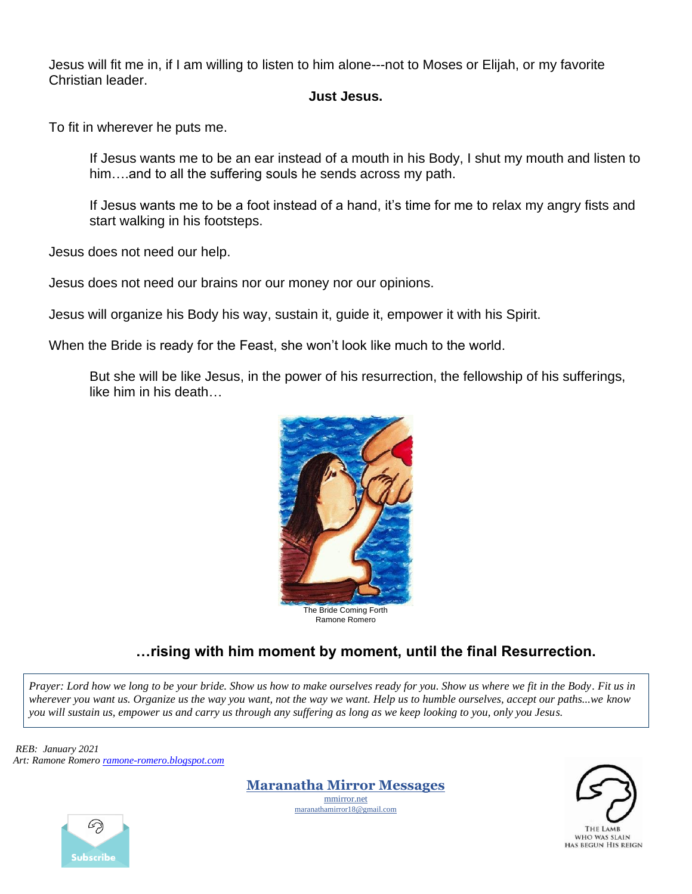Jesus will fit me in, if I am willing to listen to him alone---not to Moses or Elijah, or my favorite Christian leader.

**Just Jesus.**

To fit in wherever he puts me.

> If Jesus wants me to be an ear instead of a mouth in his Body, I shut my mouth and listen to him….and to all the suffering souls he sends across my path.
>
> If Jesus wants me to be a foot instead of a hand, it's time for me to relax my angry fists and start walking in his footsteps.

Jesus does not need our help.

Jesus does not need our brains nor our money nor our opinions.

Jesus will organize his Body his way, sustain it, guide it, empower it with his Spirit.

When the Bride is ready for the Feast, she won't look like much to the world.

> But she will be like Jesus, in the power of his resurrection, the fellowship of his sufferings, like him in his death…

The Bride Coming Forth
Ramone Romero

**…rising with him moment by moment, until the final Resurrection.**

*Prayer: Lord how we long to be your bride. Show us how to make ourselves ready for you. Show us where we fit in the Body. Fit us in wherever you want us. Organize us the way you want, not the way we want. Help us to humble ourselves, accept our paths...we know you will sustain us, empower us and carry us through any suffering as long as we keep looking to you, only you Jesus.*

*REB: January 2021*
*Art: Ramone Romero [ramone-romero.blogspot.com](ramone-romero.blogspot.com)*

**Maranatha Mirror Messages**
mmirror.net
maranathamirror18@gmail.com

Subscribe

THE LAMB WHO WAS SLAIN HAS BEGUN HIS REIGN